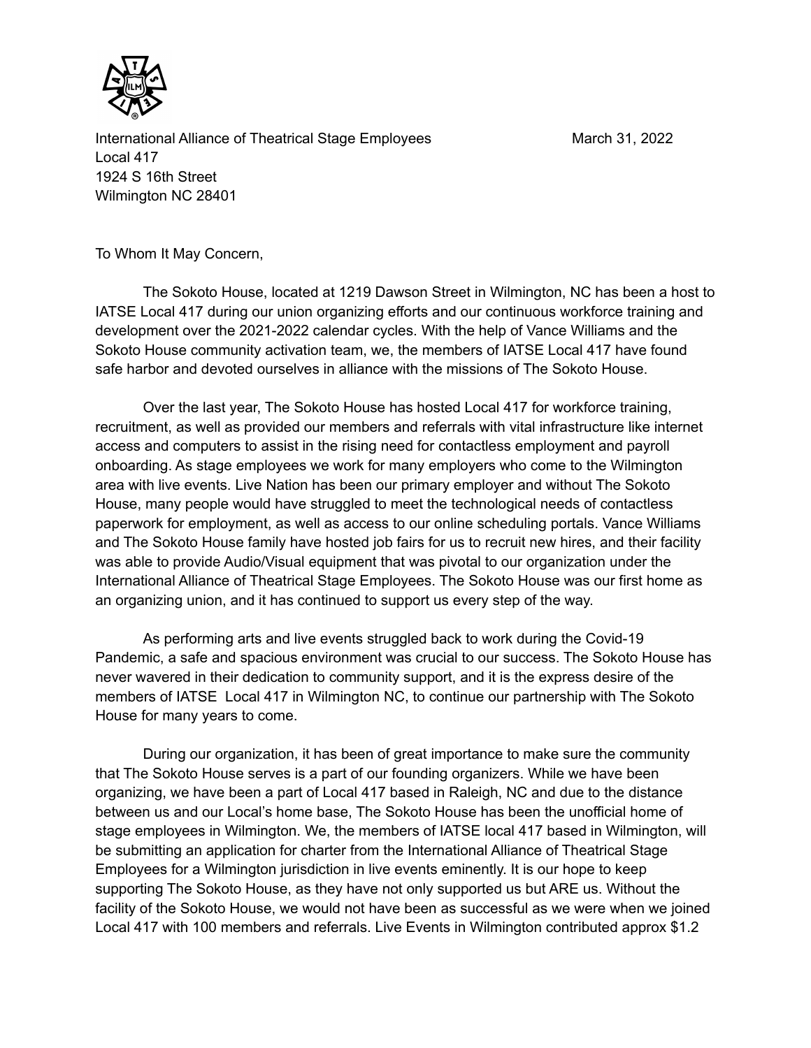International Alliance of Theatrical Stage Employees  
Local 417  
1924 S 16th Street  
Wilmington NC 28401

March 31, 2022

To Whom It May Concern,

The Sokoto House, located at 1219 Dawson Street in Wilmington, NC has been a host to IATSE Local 417 during our union organizing efforts and our continuous workforce training and development over the 2021-2022 calendar cycles. With the help of Vance Williams and the Sokoto House community activation team, we, the members of IATSE Local 417 have found safe harbor and devoted ourselves in alliance with the missions of The Sokoto House.

Over the last year, The Sokoto House has hosted Local 417 for workforce training, recruitment, as well as provided our members and referrals with vital infrastructure like internet access and computers to assist in the rising need for contactless employment and payroll onboarding. As stage employees we work for many employers who come to the Wilmington area with live events. Live Nation has been our primary employer and without The Sokoto House, many people would have struggled to meet the technological needs of contactless paperwork for employment, as well as access to our online scheduling portals. Vance Williams and The Sokoto House family have hosted job fairs for us to recruit new hires, and their facility was able to provide Audio/Visual equipment that was pivotal to our organization under the International Alliance of Theatrical Stage Employees. The Sokoto House was our first home as an organizing union, and it has continued to support us every step of the way.

As performing arts and live events struggled back to work during the Covid-19 Pandemic, a safe and spacious environment was crucial to our success. The Sokoto House has never wavered in their dedication to community support, and it is the express desire of the members of IATSE Local 417 in Wilmington NC, to continue our partnership with The Sokoto House for many years to come.

During our organization, it has been of great importance to make sure the community that The Sokoto House serves is a part of our founding organizers. While we have been organizing, we have been a part of Local 417 based in Raleigh, NC and due to the distance between us and our Local's home base, The Sokoto House has been the unofficial home of stage employees in Wilmington. We, the members of IATSE local 417 based in Wilmington, will be submitting an application for charter from the International Alliance of Theatrical Stage Employees for a Wilmington jurisdiction in live events eminently. It is our hope to keep supporting The Sokoto House, as they have not only supported us but ARE us. Without the facility of the Sokoto House, we would not have been as successful as we were when we joined Local 417 with 100 members and referrals. Live Events in Wilmington contributed approx $1.2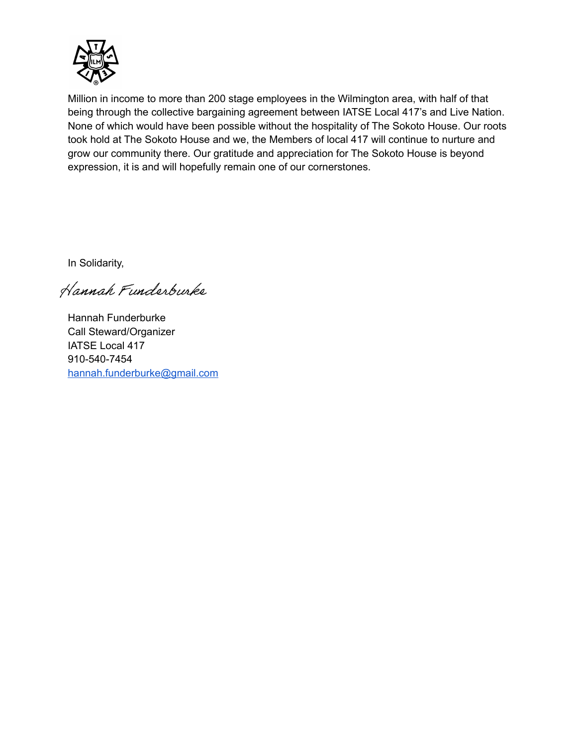Million in income to more than 200 stage employees in the Wilmington area, with half of that being through the collective bargaining agreement between IATSE Local 417's and Live Nation. None of which would have been possible without the hospitality of The Sokoto House. Our roots took hold at The Sokoto House and we, the Members of local 417 will continue to nurture and grow our community there. Our gratitude and appreciation for The Sokoto House is beyond expression, it is and will hopefully remain one of our cornerstones.

In Solidarity,

*Hannah Funderburke*

Hannah Funderburke
Call Steward/Organizer
IATSE Local 417
910-540-7454
hannah.funderburke@gmail.com